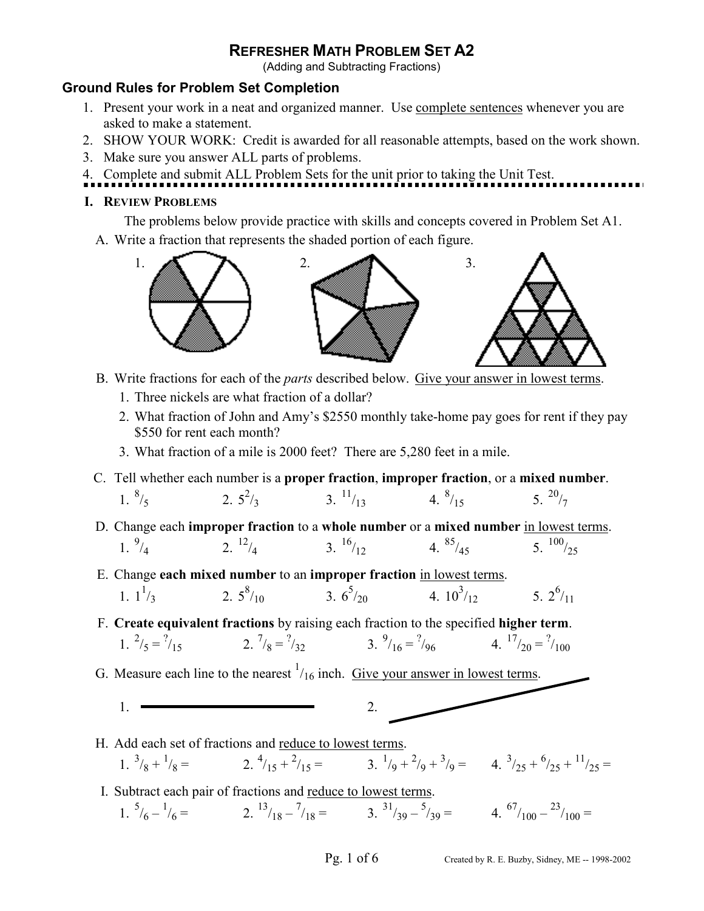# REFRESHER MATH PROBLEM SET A2

(Adding and Subtracting Fractions)

## Ground Rules for Problem Set Completion

1. Present your work in a neat and organized manner. Use complete sentences whenever you are asked to make a statement.
2. SHOW YOUR WORK: Credit is awarded for all reasonable attempts, based on the work shown.
3. Make sure you answer ALL parts of problems.
4. Complete and submit ALL Problem Sets for the unit prior to taking the Unit Test.

### I. REVIEW PROBLEMS

The problems below provide practice with skills and concepts covered in Problem Set A1.

A. Write a fraction that represents the shaded portion of each figure.

1. 2. 3.

B. Write fractions for each of the *parts* described below. Give your answer in lowest terms.

1. Three nickels are what fraction of a dollar?
2. What fraction of John and Amy's $2550 monthly take-home pay goes for rent if they pay $550 for rent each month?
3. What fraction of a mile is 2000 feet? There are 5,280 feet in a mile.

C. Tell whether each number is a **proper fraction**, **improper fraction**, or a **mixed number**.

1. $^{8}/_{5}$ 2. $5^{2}/_{3}$ 3. $^{11}/_{13}$ 4. $^{8}/_{15}$ 5. $^{20}/_{7}$

D. Change each **improper fraction** to a **whole number** or a **mixed number** in lowest terms.

1. $^{9}/_{4}$ 2. $^{12}/_{4}$ 3. $^{16}/_{12}$ 4. $^{85}/_{45}$ 5. $^{100}/_{25}$

E. Change **each mixed number** to an **improper fraction** in lowest terms.

1. $1^{1}/_{3}$ 2. $5^{8}/_{10}$ 3. $6^{5}/_{20}$ 4. $10^{3}/_{12}$ 5. $2^{6}/_{11}$

F. **Create equivalent fractions** by raising each fraction to the specified **higher term**.

1. $^{2}/_{5} = {}^{?}/_{15}$ 2. $^{7}/_{8} = {}^{?}/_{32}$ 3. $^{9}/_{16} = {}^{?}/_{96}$ 4. $^{17}/_{20} = {}^{?}/_{100}$

G. Measure each line to the nearest $^{1}/_{16}$ inch. Give your answer in lowest terms.

1. 2.

H. Add each set of fractions and reduce to lowest terms.

1. $^{3}/_{8} + {}^{1}/_{8} =$ 2. $^{4}/_{15} + {}^{2}/_{15} =$ 3. $^{1}/_{9} + {}^{2}/_{9} + {}^{3}/_{9} =$ 4. $^{3}/_{25} + {}^{6}/_{25} + {}^{11}/_{25} =$

I. Subtract each pair of fractions and reduce to lowest terms.

1. $^{5}/_{6} - {}^{1}/_{6} =$ 2. $^{13}/_{18} - {}^{7}/_{18} =$ 3. $^{31}/_{39} - {}^{5}/_{39} =$ 4. $^{67}/_{100} - {}^{23}/_{100} =$

Created by R. E. Buzby, Sidney, ME -- 1998-2002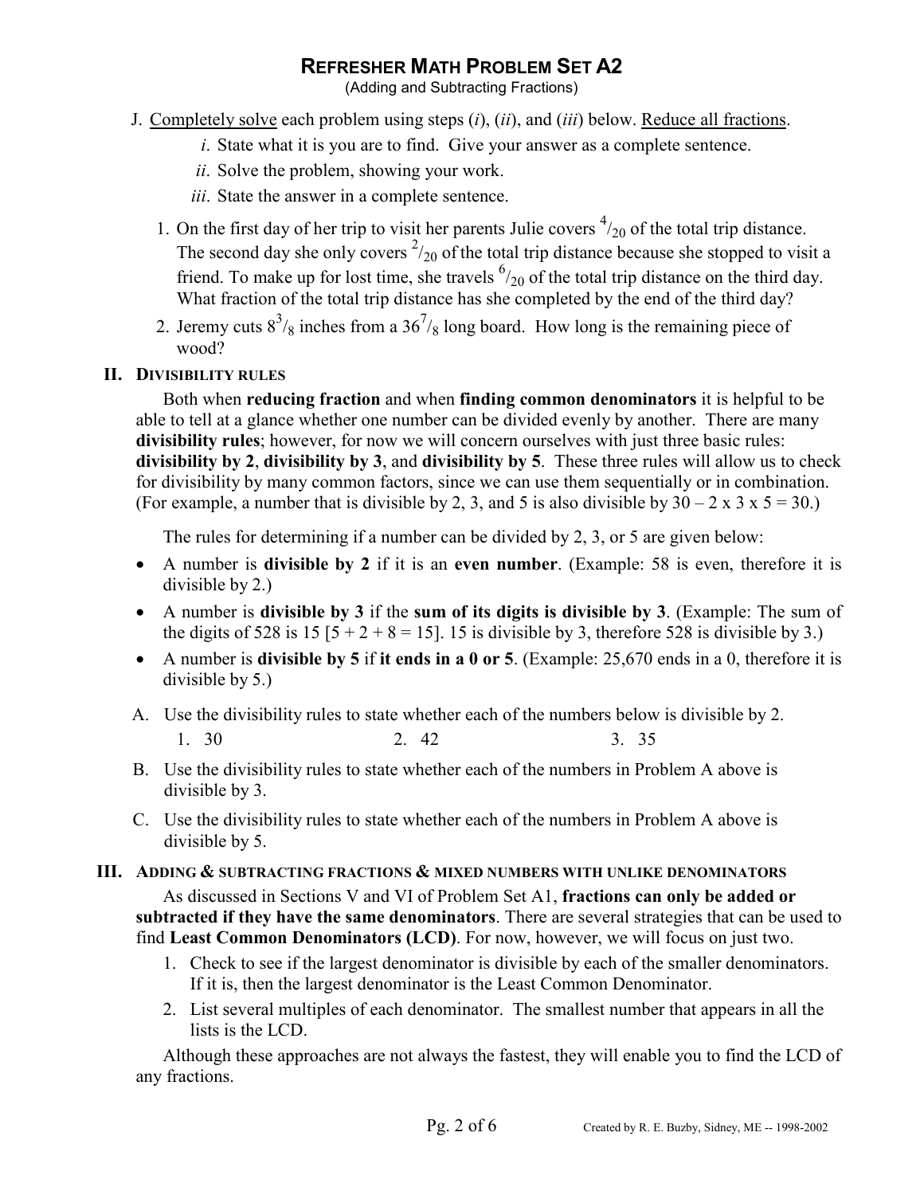# REFRESHER MATH PROBLEM SET A2

(Adding and Subtracting Fractions)

J. Completely solve each problem using steps (*i*), (*ii*), and (*iii*) below. Reduce all fractions.

*i*. State what it is you are to find. Give your answer as a complete sentence.

*ii*. Solve the problem, showing your work.

*iii*. State the answer in a complete sentence.

1. On the first day of her trip to visit her parents Julie covers $^{4}/_{20}$ of the total trip distance. The second day she only covers $^{2}/_{20}$ of the total trip distance because she stopped to visit a friend. To make up for lost time, she travels $^{6}/_{20}$ of the total trip distance on the third day. What fraction of the total trip distance has she completed by the end of the third day?
2. Jeremy cuts $8^{3}/_{8}$ inches from a $36^{7}/_{8}$ long board. How long is the remaining piece of wood?

## II. DIVISIBILITY RULES

Both when **reducing fraction** and when **finding common denominators** it is helpful to be able to tell at a glance whether one number can be divided evenly by another. There are many **divisibility rules**; however, for now we will concern ourselves with just three basic rules: **divisibility by 2**, **divisibility by 3**, and **divisibility by 5**. These three rules will allow us to check for divisibility by many common factors, since we can use them sequentially or in combination. (For example, a number that is divisible by 2, 3, and 5 is also divisible by 30 – 2 x 3 x 5 = 30.)

The rules for determining if a number can be divided by 2, 3, or 5 are given below:

- A number is **divisible by 2** if it is an **even number**. (Example: 58 is even, therefore it is divisible by 2.)
- A number is **divisible by 3** if the **sum of its digits is divisible by 3**. (Example: The sum of the digits of 528 is 15 [5 + 2 + 8 = 15]. 15 is divisible by 3, therefore 528 is divisible by 3.)
- A number is **divisible by 5** if **it ends in a 0 or 5**. (Example: 25,670 ends in a 0, therefore it is divisible by 5.)

A. Use the divisibility rules to state whether each of the numbers below is divisible by 2.

1. 30
2. 42
3. 35

B. Use the divisibility rules to state whether each of the numbers in Problem A above is divisible by 3.

C. Use the divisibility rules to state whether each of the numbers in Problem A above is divisible by 5.

## III. ADDING & SUBTRACTING FRACTIONS & MIXED NUMBERS WITH UNLIKE DENOMINATORS

As discussed in Sections V and VI of Problem Set A1, **fractions can only be added or subtracted if they have the same denominators**. There are several strategies that can be used to find **Least Common Denominators (LCD)**. For now, however, we will focus on just two.

1. Check to see if the largest denominator is divisible by each of the smaller denominators. If it is, then the largest denominator is the Least Common Denominator.
2. List several multiples of each denominator. The smallest number that appears in all the lists is the LCD.

Although these approaches are not always the fastest, they will enable you to find the LCD of any fractions.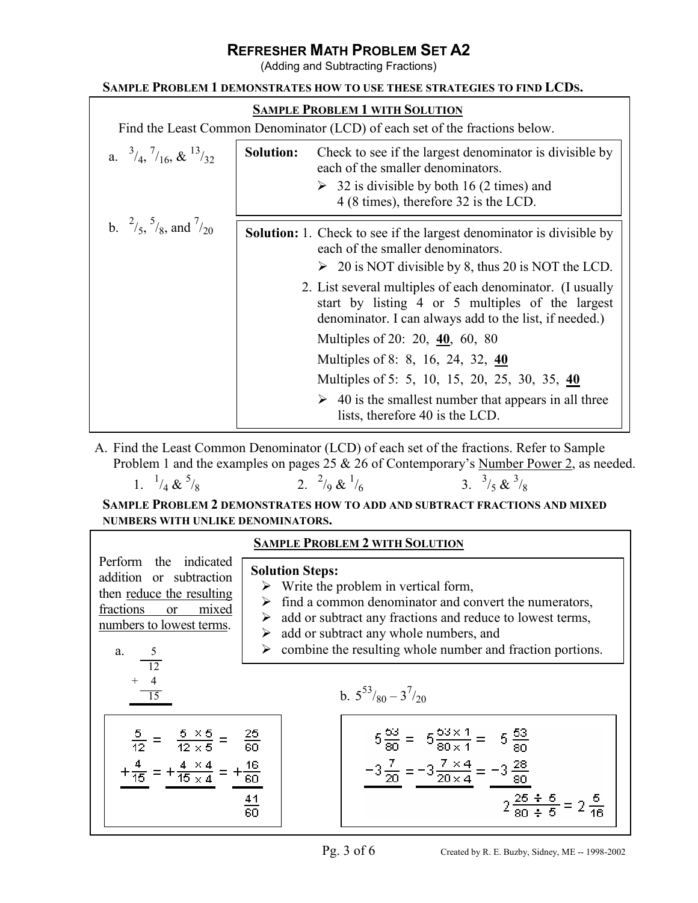# Refresher Math Problem Set A2

(Adding and Subtracting Fractions)

**Sample Problem 1 demonstrates how to use these strategies to find LCDs.**

**Sample Problem 1 with Solution**

Find the Least Common Denominator (LCD) of each set of the fractions below.

a. $^3/_4$, $^7/_{16}$, & $^{13}/_{32}$

**Solution:** Check to see if the largest denominator is divisible by each of the smaller denominators.

- 32 is divisible by both 16 (2 times) and 4 (8 times), therefore 32 is the LCD.

b. $^2/_5$, $^5/_8$, and $^7/_{20}$

**Solution:** 1. Check to see if the largest denominator is divisible by each of the smaller denominators.

- 20 is NOT divisible by 8, thus 20 is NOT the LCD.

2. List several multiples of each denominator. (I usually start by listing 4 or 5 multiples of the largest denominator. I can always add to the list, if needed.)

Multiples of 20: 20, **40**, 60, 80

Multiples of 8: 8, 16, 24, 32, **40**

Multiples of 5: 5, 10, 15, 20, 25, 30, 35, **40**

- 40 is the smallest number that appears in all three lists, therefore 40 is the LCD.

A. Find the Least Common Denominator (LCD) of each set of the fractions. Refer to Sample Problem 1 and the examples on pages 25 & 26 of Contemporary's Number Power 2, as needed.

1. $^1/_4$ & $^5/_8$
2. $^2/_9$ & $^1/_6$
3. $^3/_5$ & $^3/_8$

**Sample Problem 2 demonstrates how to add and subtract fractions and mixed numbers with unlike denominators.**

**Sample Problem 2 with Solution**

Perform the indicated addition or subtraction then reduce the resulting fractions or mixed numbers to lowest terms.

**Solution Steps:**

- Write the problem in vertical form,
- find a common denominator and convert the numerators,
- add or subtract any fractions and reduce to lowest terms,
- add or subtract any whole numbers, and
- combine the resulting whole number and fraction portions.

a.

$$\frac{5}{12} + \frac{4}{15}$$

$$\frac{5}{12} = \frac{5 \times 5}{12 \times 5} = \frac{25}{60}$$

$$+\frac{4}{15} = +\frac{4 \times 4}{15 \times 4} = +\frac{16}{60}$$

$$\frac{41}{60}$$

b. $5\,^{53}/_{80} - 3\,^7/_{20}$

$$5\frac{53}{80} = 5\frac{53 \times 1}{80 \times 1} = 5\frac{53}{80}$$

$$-3\frac{7}{20} = -3\frac{7 \times 4}{20 \times 4} = -3\frac{28}{80}$$

$$2\frac{25 \div 5}{80 \div 5} = 2\frac{5}{16}$$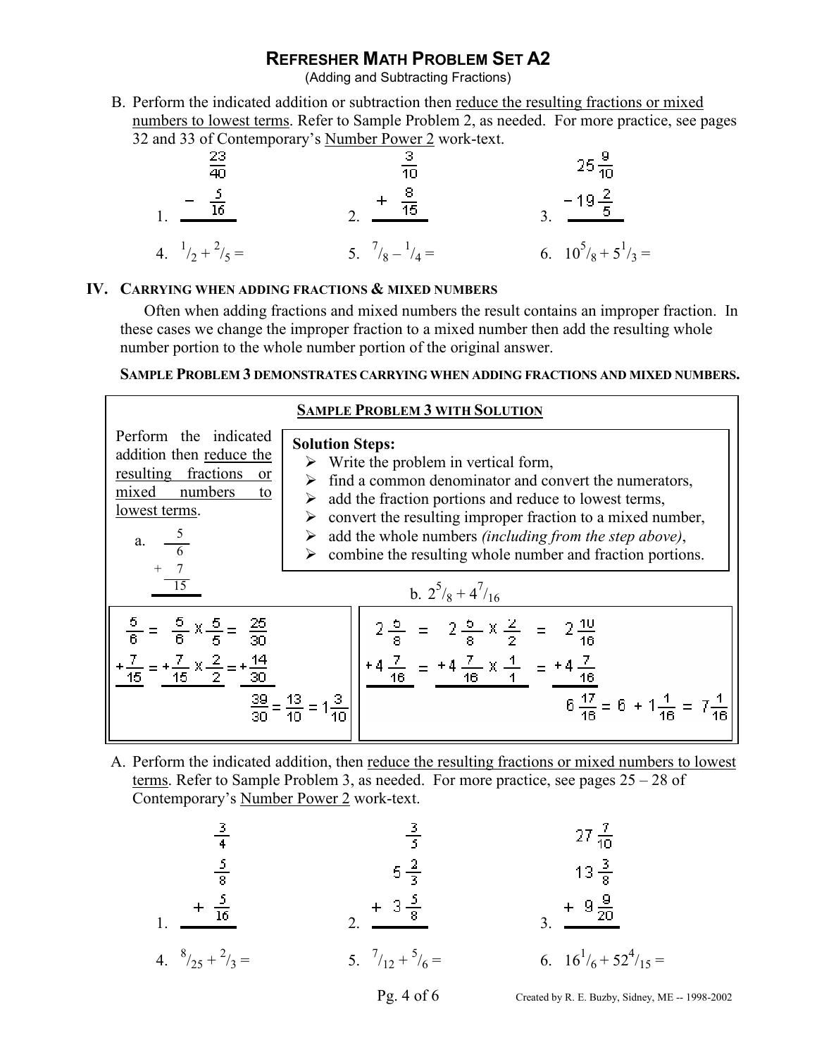## REFRESHER MATH PROBLEM SET A2

(Adding and Subtracting Fractions)

B. Perform the indicated addition or subtraction then reduce the resulting fractions or mixed numbers to lowest terms. Refer to Sample Problem 2, as needed. For more practice, see pages 32 and 33 of Contemporary's Number Power 2 work-text.

1. $\dfrac{23}{40} - \dfrac{5}{16}$

2. $\dfrac{3}{10} + \dfrac{8}{15}$

3. $25\dfrac{9}{10} - 19\dfrac{2}{5}$

4. $\frac{1}{2} + \frac{2}{5} =$

5. $\frac{7}{8} - \frac{1}{4} =$

6. $10\frac{5}{8} + 5\frac{1}{3} =$

### IV. CARRYING WHEN ADDING FRACTIONS & MIXED NUMBERS

Often when adding fractions and mixed numbers the result contains an improper fraction. In these cases we change the improper fraction to a mixed number then add the resulting whole number portion to the whole number portion of the original answer.

**SAMPLE PROBLEM 3 DEMONSTRATES CARRYING WHEN ADDING FRACTIONS AND MIXED NUMBERS.**

**SAMPLE PROBLEM 3 WITH SOLUTION**

Perform the indicated addition then reduce the resulting fractions or mixed numbers to lowest terms.

a. $\dfrac{5}{6} + \dfrac{7}{15}$

b. $2\frac{5}{8} + 4\frac{7}{16}$

**Solution Steps:**

- Write the problem in vertical form,
- find a common denominator and convert the numerators,
- add the fraction portions and reduce to lowest terms,
- convert the resulting improper fraction to a mixed number,
- add the whole numbers *(including from the step above)*,
- combine the resulting whole number and fraction portions.

a.

$$\frac{5}{6} = \frac{5}{6} \times \frac{5}{5} = \frac{25}{30}$$

$$+\frac{7}{15} = +\frac{7}{15} \times \frac{2}{2} = +\frac{14}{30}$$

$$\frac{39}{30} = \frac{13}{10} = 1\frac{3}{10}$$

b.

$$2\frac{5}{8} = 2\frac{5}{8} \times \frac{2}{2} = 2\frac{10}{16}$$

$$+4\frac{7}{16} = +4\frac{7}{16} \times \frac{1}{1} = +4\frac{7}{16}$$

$$6\frac{17}{16} = 6 + 1\frac{1}{16} = 7\frac{1}{16}$$

A. Perform the indicated addition, then reduce the resulting fractions or mixed numbers to lowest terms. Refer to Sample Problem 3, as needed. For more practice, see pages 25 – 28 of Contemporary's Number Power 2 work-text.

1. $\dfrac{3}{4} + \dfrac{5}{8} + \dfrac{5}{16}$

2. $\dfrac{3}{5} + 5\dfrac{2}{3} + 3\dfrac{5}{8}$

3. $27\dfrac{7}{10} + 13\dfrac{3}{8} + 9\dfrac{9}{20}$

4. $\frac{8}{25} + \frac{2}{3} =$

5. $\frac{7}{12} + \frac{5}{6} =$

6. $16\frac{1}{6} + 52\frac{4}{15} =$

Created by R. E. Buzby, Sidney, ME -- 1998-2002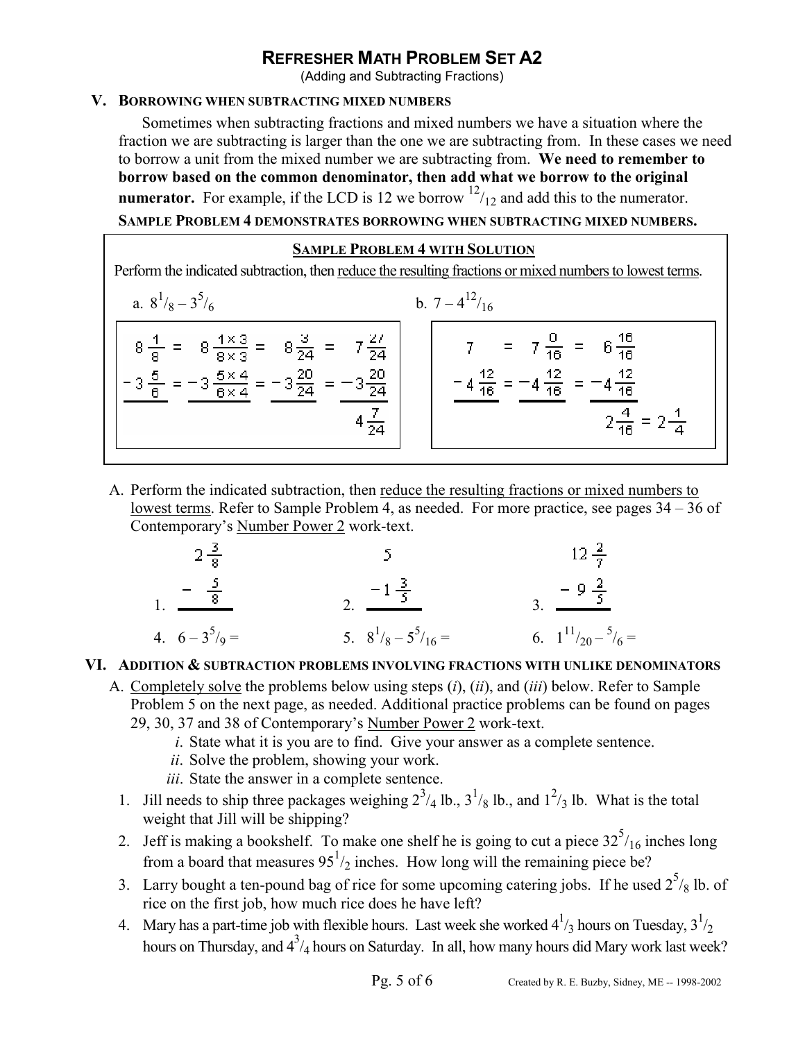# REFRESHER MATH PROBLEM SET A2

(Adding and Subtracting Fractions)

## V. BORROWING WHEN SUBTRACTING MIXED NUMBERS

Sometimes when subtracting fractions and mixed numbers we have a situation where the fraction we are subtracting is larger than the one we are subtracting from. In these cases we need to borrow a unit from the mixed number we are subtracting from. **We need to remember to borrow based on the common denominator, then add what we borrow to the original numerator.** For example, if the LCD is 12 we borrow $^{12}/_{12}$ and add this to the numerator.

**SAMPLE PROBLEM 4 DEMONSTRATES BORROWING WHEN SUBTRACTING MIXED NUMBERS.**

### SAMPLE PROBLEM 4 WITH SOLUTION

Perform the indicated subtraction, then reduce the resulting fractions or mixed numbers to lowest terms.

a. $8^1/_8 - 3^5/_6$

$$8\frac{1}{8} = 8\frac{1\times 3}{8\times 3} = 8\frac{3}{24} = 7\frac{27}{24}$$

$$-3\frac{5}{6} = -3\frac{5\times 4}{6\times 4} = -3\frac{20}{24} = -3\frac{20}{24}$$

$$4\frac{7}{24}$$

b. $7 - 4^{12}/_{16}$

$$7 = 7\frac{0}{16} = 6\frac{16}{16}$$

$$-4\frac{12}{16} = -4\frac{12}{16} = -4\frac{12}{16}$$

$$2\frac{4}{16} = 2\frac{1}{4}$$

A. Perform the indicated subtraction, then reduce the resulting fractions or mixed numbers to lowest terms. Refer to Sample Problem 4, as needed. For more practice, see pages 34 – 36 of Contemporary's Number Power 2 work-text.

1. $2\frac{3}{8} - \frac{5}{8}$

2. $5 - 1\frac{3}{5}$

3. $12\frac{2}{7} - 9\frac{2}{5}$

4. $6 - 3^5/_9 =$

5. $8^1/_8 - 5^5/_{16} =$

6. $1^{11}/_{20} - {}^5/_6 =$

## VI. ADDITION & SUBTRACTION PROBLEMS INVOLVING FRACTIONS WITH UNLIKE DENOMINATORS

A. Completely solve the problems below using steps (*i*), (*ii*), and (*iii*) below. Refer to Sample Problem 5 on the next page, as needed. Additional practice problems can be found on pages 29, 30, 37 and 38 of Contemporary's Number Power 2 work-text.

*i*. State what it is you are to find. Give your answer as a complete sentence.
*ii*. Solve the problem, showing your work.
*iii*. State the answer in a complete sentence.

1. Jill needs to ship three packages weighing $2^3/_4$ lb., $3^1/_8$ lb., and $1^2/_3$ lb. What is the total weight that Jill will be shipping?
2. Jeff is making a bookshelf. To make one shelf he is going to cut a piece $32^5/_{16}$ inches long from a board that measures $95^1/_2$ inches. How long will the remaining piece be?
3. Larry bought a ten-pound bag of rice for some upcoming catering jobs. If he used $2^5/_8$ lb. of rice on the first job, how much rice does he have left?
4. Mary has a part-time job with flexible hours. Last week she worked $4^1/_3$ hours on Tuesday, $3^1/_2$ hours on Thursday, and $4^3/_4$ hours on Saturday. In all, how many hours did Mary work last week?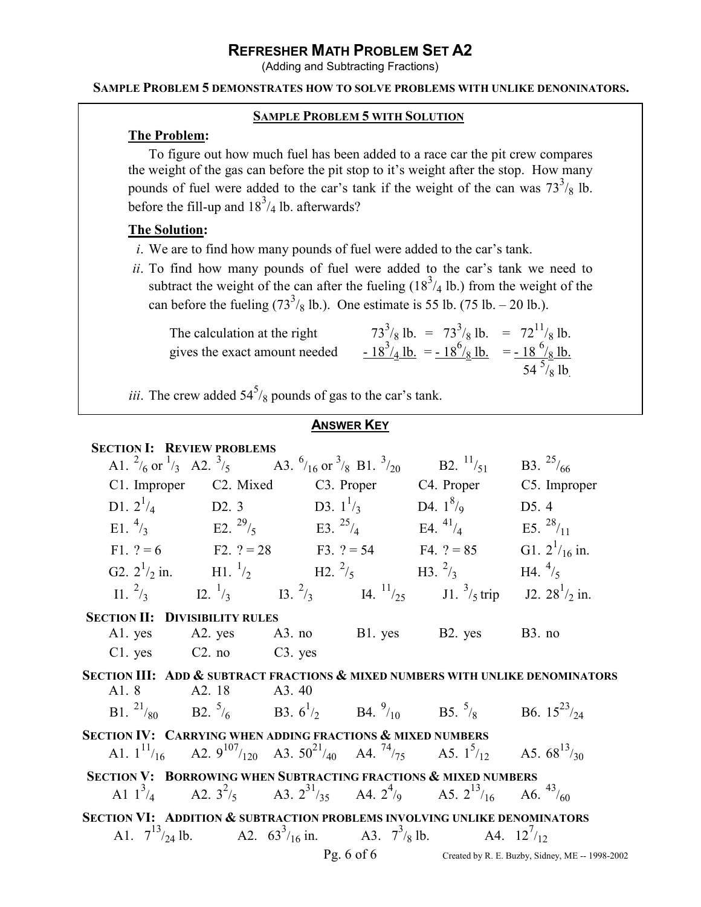# REFRESHER MATH PROBLEM SET A2

(Adding and Subtracting Fractions)

**SAMPLE PROBLEM 5 DEMONSTRATES HOW TO SOLVE PROBLEMS WITH UNLIKE DENONINATORS.**

## SAMPLE PROBLEM 5 WITH SOLUTION

**The Problem:**

To figure out how much fuel has been added to a race car the pit crew compares the weight of the gas can before the pit stop to it's weight after the stop. How many pounds of fuel were added to the car's tank if the weight of the can was $73^3/_8$ lb. before the fill-up and $18^3/_4$ lb. afterwards?

**The Solution:**

*i*. We are to find how many pounds of fuel were added to the car's tank.

*ii*. To find how many pounds of fuel were added to the car's tank we need to subtract the weight of the can after the fueling ($18^3/_4$ lb.) from the weight of the can before the fueling ($73^3/_8$ lb.). One estimate is 55 lb. (75 lb. – 20 lb.).

The calculation at the right gives the exact amount needed

$$\begin{array}{rcrcr} 73^3/_8 \text{ lb.} & = & 73^3/_8 \text{ lb.} & = & 72^{11}/_8 \text{ lb.} \\ \underline{-\ 18^3/_4 \text{ lb.}} & = & \underline{-\ 18^6/_8 \text{ lb.}} & = & \underline{-\ 18\ ^6/_8 \text{ lb.}} \\ & & & & 54\ ^5/_8 \text{ lb.} \end{array}$$

*iii*. The crew added $54^5/_8$ pounds of gas to the car's tank.

## ANSWER KEY

**SECTION I: REVIEW PROBLEMS**

A1. $^2/_6$ or $^1/_3$ A2. $^3/_5$ A3. $^6/_{16}$ or $^3/_8$ B1. $^3/_{20}$ B2. $^{11}/_{51}$ B3. $^{25}/_{66}$

C1. Improper C2. Mixed C3. Proper C4. Proper C5. Improper

D1. $2^1/_4$ D2. 3 D3. $1^1/_3$ D4. $1^8/_9$ D5. 4

E1. $^4/_3$ E2. $^{29}/_5$ E3. $^{25}/_4$ E4. $^{41}/_4$ E5. $^{28}/_{11}$

F1. ? = 6 F2. ? = 28 F3. ? = 54 F4. ? = 85 G1. $2^1/_{16}$ in.

G2. $2^1/_2$ in. H1. $^1/_2$ H2. $^2/_5$ H3. $^2/_3$ H4. $^4/_5$

I1. $^2/_3$ I2. $^1/_3$ I3. $^2/_3$ I4. $^{11}/_{25}$ J1. $^3/_5$ trip J2. $28^1/_2$ in.

**SECTION II: DIVISIBILITY RULES**

A1. yes A2. yes A3. no B1. yes B2. yes B3. no

C1. yes C2. no C3. yes

**SECTION III: ADD & SUBTRACT FRACTIONS & MIXED NUMBERS WITH UNLIKE DENOMINATORS**

A1. 8 A2. 18 A3. 40

B1. $^{21}/_{80}$ B2. $^5/_6$ B3. $6^1/_2$ B4. $^9/_{10}$ B5. $^5/_8$ B6. $15^{23}/_{24}$

**SECTION IV: CARRYING WHEN ADDING FRACTIONS & MIXED NUMBERS**

A1. $1^{11}/_{16}$ A2. $9^{107}/_{120}$ A3. $50^{21}/_{40}$ A4. $^{74}/_{75}$ A5. $1^5/_{12}$ A5. $68^{13}/_{30}$

**SECTION V: BORROWING WHEN SUBTRACTING FRACTIONS & MIXED NUMBERS**

A1 $1^3/_4$ A2. $3^2/_5$ A3. $2^{31}/_{35}$ A4. $2^4/_9$ A5. $2^{13}/_{16}$ A6. $^{43}/_{60}$

**SECTION VI: ADDITION & SUBTRACTION PROBLEMS INVOLVING UNLIKE DENOMINATORS**

A1. $7^{13}/_{24}$ lb. A2. $63^3/_{16}$ in. A3. $7^3/_8$ lb. A4. $12^7/_{12}$

Created by R. E. Buzby, Sidney, ME -- 1998-2002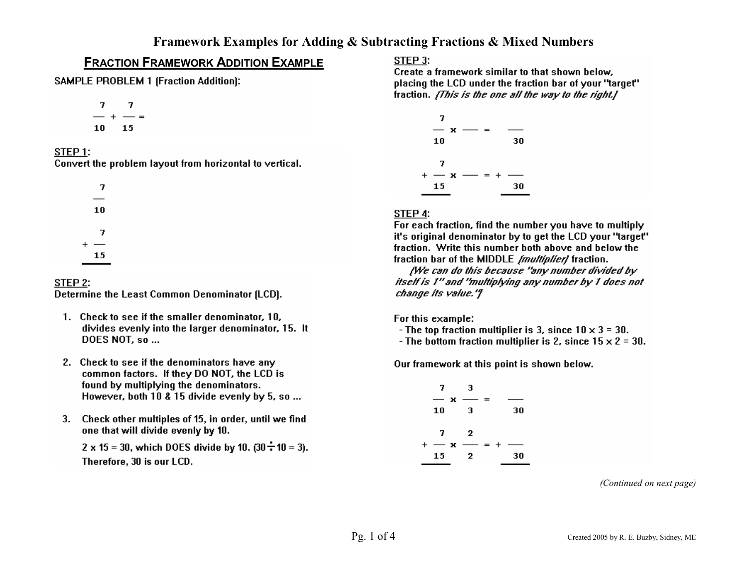# Framework Examples for Adding & Subtracting Fractions & Mixed Numbers

## FRACTION FRAMEWORK ADDITION EXAMPLE

SAMPLE PROBLEM 1 (Fraction Addition):

$$\frac{7}{10} + \frac{7}{15} =$$

**STEP 1:**
Convert the problem layout from horizontal to vertical.

$$\begin{array}{r} \frac{7}{10} \\ + \frac{7}{15} \\ \hline \end{array}$$

**STEP 2:**
Determine the Least Common Denominator (LCD).

1. Check to see if the smaller denominator, 10, divides evenly into the larger denominator, 15. It DOES NOT, so ...

2. Check to see if the denominators have any common factors. If they DO NOT, the LCD is found by multiplying the denominators. However, both 10 & 15 divide evenly by 5, so ...

3. Check other multiples of 15, in order, until we find one that will divide evenly by 10.

   $2 \times 15 = 30$, which DOES divide by 10. ($30 \div 10 = 3$).
   Therefore, 30 is our LCD.

**STEP 3:**
Create a framework similar to that shown below, placing the LCD under the fraction bar of your "target" fraction. *[This is the one all the way to the right.]*

$$\begin{array}{rcccr} & \frac{7}{10} & \times & \frac{}{} & = & \frac{}{30} \\ + & \frac{7}{15} & \times & \frac{}{} & = + & \frac{}{30} \\ \hline \end{array}$$

**STEP 4:**
For each fraction, find the number you have to multiply it's original denominator by to get the LCD your "target" fraction. Write this number both above and below the fraction bar of the MIDDLE *[multiplier]* fraction.
*[We can do this because "any number divided by itself is 1" and "multiplying any number by 1 does not change its value."]*

For this example:
- The top fraction multiplier is 3, since $10 \times 3 = 30$.
- The bottom fraction multiplier is 2, since $15 \times 2 = 30$.

Our framework at this point is shown below.

$$\begin{array}{rcccr} & \frac{7}{10} & \times & \frac{3}{3} & = & \frac{}{30} \\ + & \frac{7}{15} & \times & \frac{2}{2} & = + & \frac{}{30} \\ \hline \end{array}$$

*(Continued on next page)*

Created 2005 by R. E. Buzby, Sidney, ME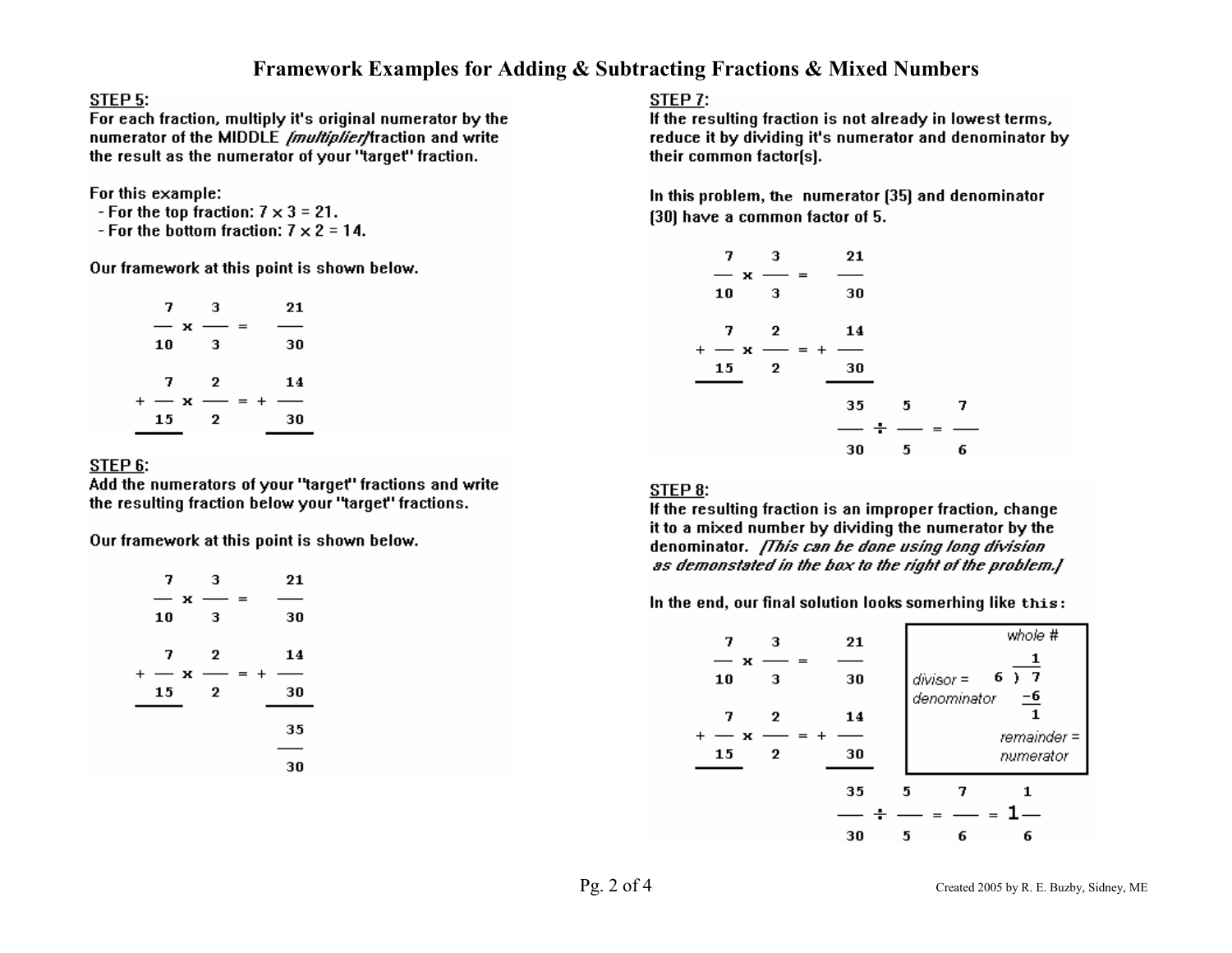# Framework Examples for Adding & Subtracting Fractions & Mixed Numbers

**STEP 5:**

For each fraction, multiply it's original numerator by the numerator of the MIDDLE *(multiplier)* fraction and write the result as the numerator of your "target" fraction.

For this example:

- For the top fraction: $7 \times 3 = 21$.
- For the bottom fraction: $7 \times 2 = 14$.

Our framework at this point is shown below.

$$\frac{7}{10} \times \frac{3}{3} = \frac{21}{30}$$

$$+\frac{7}{15} \times \frac{2}{2} = +\frac{14}{30}$$

**STEP 6:**

Add the numerators of your "target" fractions and write the resulting fraction below your "target" fractions.

Our framework at this point is shown below.

$$\frac{7}{10} \times \frac{3}{3} = \frac{21}{30}$$

$$+\frac{7}{15} \times \frac{2}{2} = +\frac{14}{30}$$

$$\frac{35}{30}$$

**STEP 7:**

If the resulting fraction is not already in lowest terms, reduce it by dividing it's numerator and denominator by their common factor(s).

In this problem, the numerator (35) and denominator (30) have a common factor of 5.

$$\frac{7}{10} \times \frac{3}{3} = \frac{21}{30}$$

$$+\frac{7}{15} \times \frac{2}{2} = +\frac{14}{30}$$

$$\frac{35}{30} \div \frac{5}{5} = \frac{7}{6}$$

**STEP 8:**

If the resulting fraction is an improper fraction, change it to a mixed number by dividing the numerator by the denominator. *[This can be done using long division as demonstated in the box to the right of the problem.]*

In the end, our final solution looks somerhing like this:

$$\frac{7}{10} \times \frac{3}{3} = \frac{21}{30}$$

$$+\frac{7}{15} \times \frac{2}{2} = +\frac{14}{30}$$

$$\frac{35}{30} \div \frac{5}{5} = \frac{7}{6} = 1\frac{1}{6}$$

*whole #*: 1

*divisor = denominator*: 6

$6 \overline{)\,7}$, $-6$, $1$

*remainder = numerator*: 1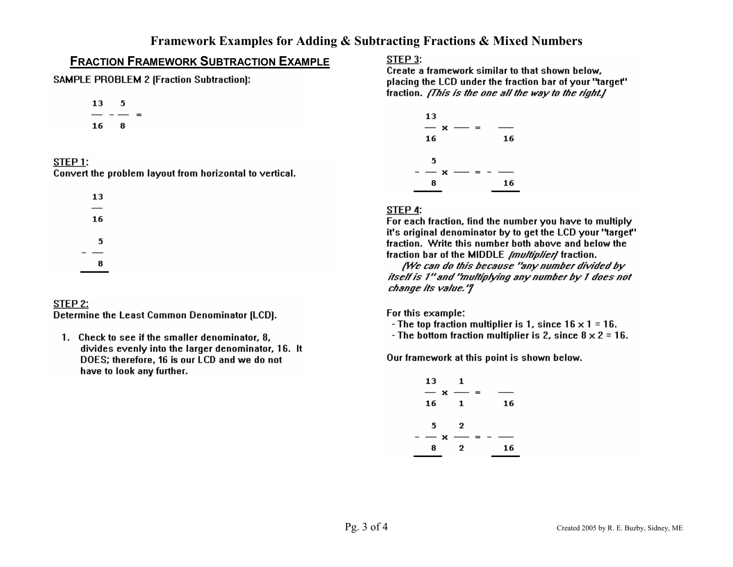# Framework Examples for Adding & Subtracting Fractions & Mixed Numbers

## FRACTION FRAMEWORK SUBTRACTION EXAMPLE

SAMPLE PROBLEM 2 (Fraction Subtraction):

$$\frac{13}{16} - \frac{5}{8} =$$

STEP 1:
Convert the problem layout from horizontal to vertical.

$$\frac{13}{16}$$

$$-\frac{5}{8}$$

STEP 2:
Determine the Least Common Denominator (LCD).

1. Check to see if the smaller denominator, 8, divides evenly into the larger denominator, 16. It DOES; therefore, 16 is our LCD and we do not have to look any further.

STEP 3:
Create a framework similar to that shown below, placing the LCD under the fraction bar of your "target" fraction. *[This is the one all the way to the right.]*

$$\frac{13}{16} \times \frac{\phantom{0}}{\phantom{0}} = \frac{\phantom{0}}{16}$$

$$-\frac{5}{8} \times \frac{\phantom{0}}{\phantom{0}} = -\frac{\phantom{0}}{16}$$

STEP 4:
For each fraction, find the number you have to multiply it's original denominator by to get the LCD your "target" fraction. Write this number both above and below the fraction bar of the MIDDLE *[multiplier]* fraction.

*[We can do this because "any number divided by itself is 1" and "multiplying any number by 1 does not change its value."]*

For this example:
- The top fraction multiplier is 1, since $16 \times 1 = 16$.
- The bottom fraction multiplier is 2, since $8 \times 2 = 16$.

Our framework at this point is shown below.

$$\frac{13}{16} \times \frac{1}{1} = \frac{\phantom{0}}{16}$$

$$-\frac{5}{8} \times \frac{2}{2} = -\frac{\phantom{0}}{16}$$

Created 2005 by R. E. Buzby, Sidney, ME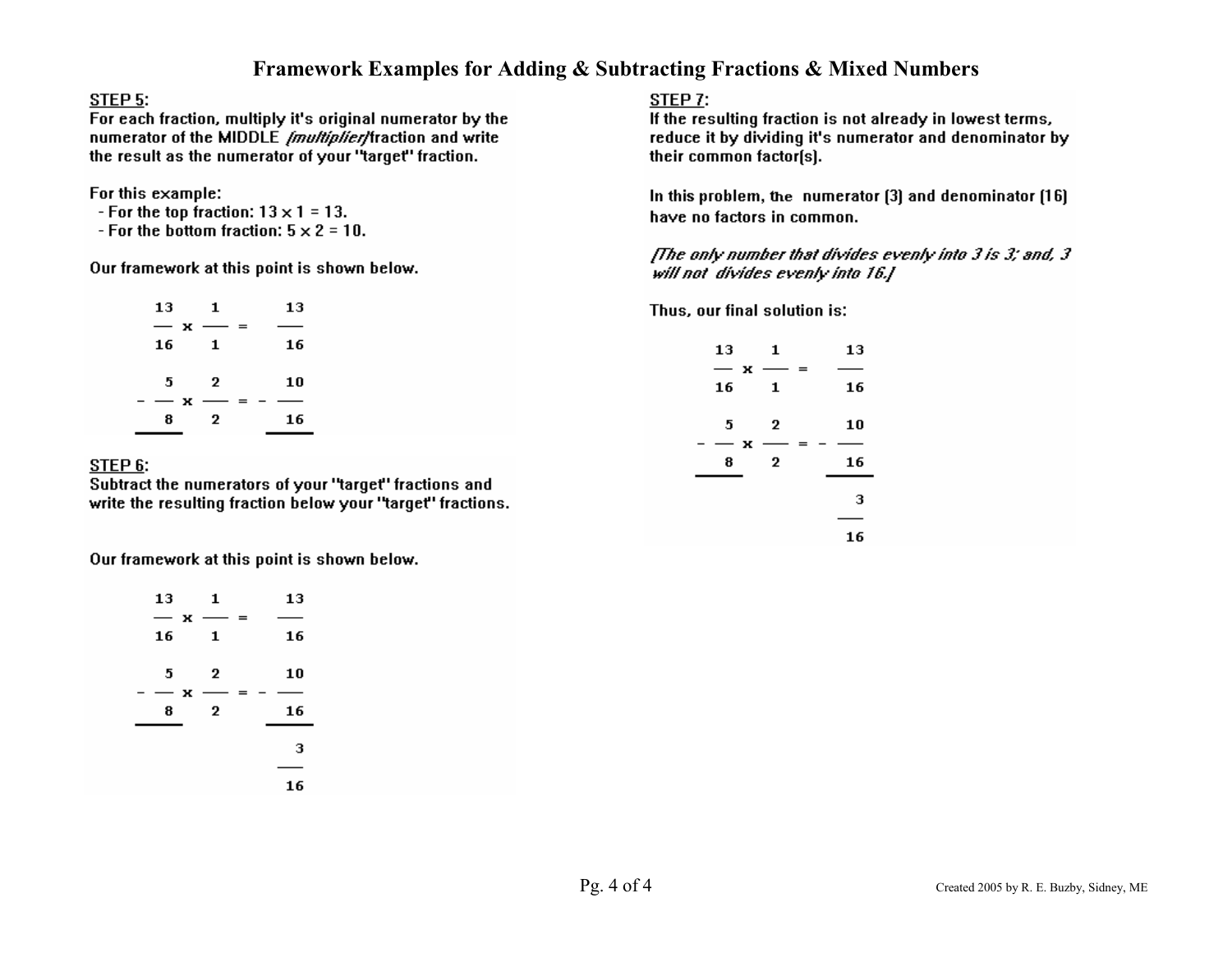# Framework Examples for Adding & Subtracting Fractions & Mixed Numbers

**STEP 5:**

For each fraction, multiply it's original numerator by the numerator of the MIDDLE *(multiplier)* fraction and write the result as the numerator of your "target" fraction.

For this example:
- For the top fraction: $13 \times 1 = 13$.
- For the bottom fraction: $5 \times 2 = 10$.

Our framework at this point is shown below.

$$\frac{13}{16} \times \frac{1}{1} = \frac{13}{16}$$

$$-\frac{5}{8} \times \frac{2}{2} = -\frac{10}{16}$$

**STEP 6:**

Subtract the numerators of your "target" fractions and write the resulting fraction below your "target" fractions.

Our framework at this point is shown below.

$$\frac{13}{16} \times \frac{1}{1} = \frac{13}{16}$$

$$-\frac{5}{8} \times \frac{2}{2} = -\frac{10}{16}$$

$$\frac{3}{16}$$

**STEP 7:**

If the resulting fraction is not already in lowest terms, reduce it by dividing it's numerator and denominator by their common factor(s).

In this problem, the numerator (3) and denominator (16) have no factors in common.

*[The only number that divides evenly into 3 is 3; and, 3 will not divides evenly into 16.]*

Thus, our final solution is:

$$\frac{13}{16} \times \frac{1}{1} = \frac{13}{16}$$

$$-\frac{5}{8} \times \frac{2}{2} = -\frac{10}{16}$$

$$\frac{3}{16}$$

Created 2005 by R. E. Buzby, Sidney, ME